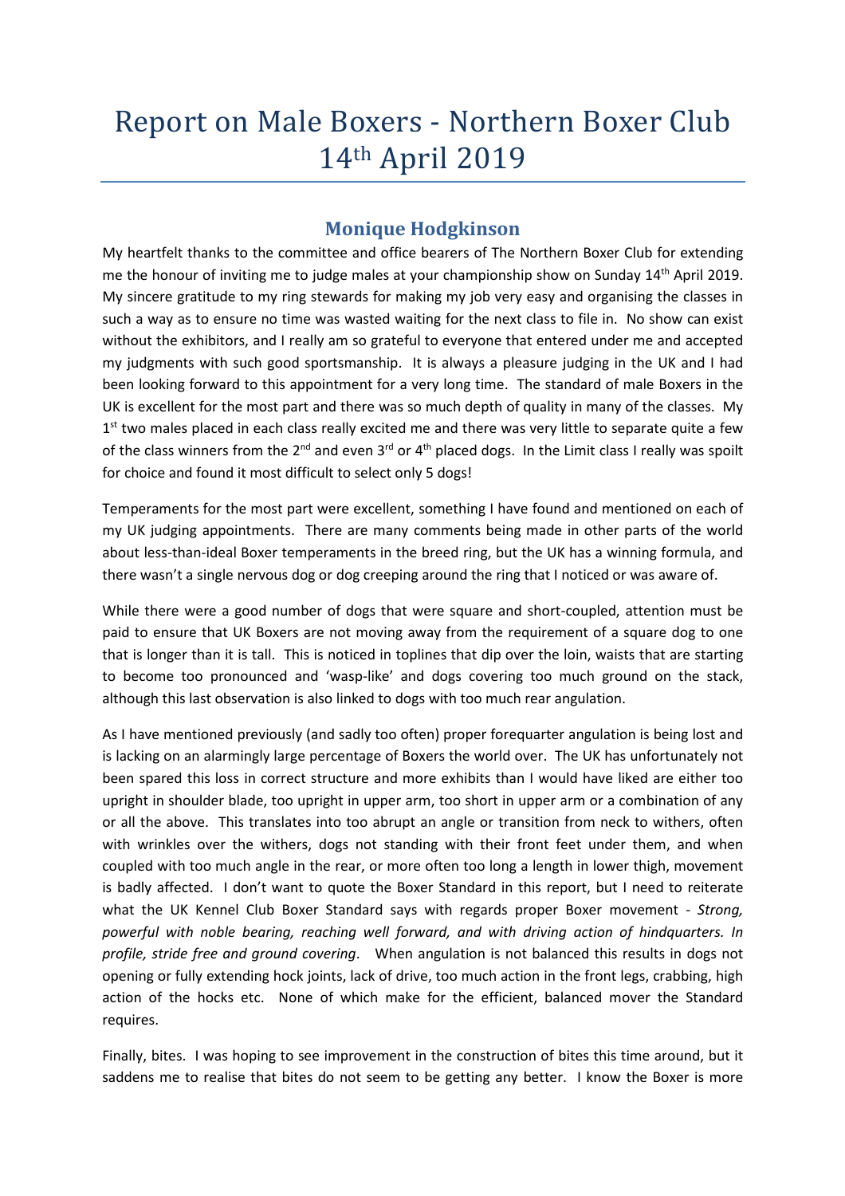# Report on Male Boxers - Northern Boxer Club 14th April 2019

## Monique Hodgkinson

My heartfelt thanks to the committee and office bearers of The Northern Boxer Club for extending me the honour of inviting me to judge males at your championship show on Sunday 14th April 2019. My sincere gratitude to my ring stewards for making my job very easy and organising the classes in such a way as to ensure no time was wasted waiting for the next class to file in. No show can exist without the exhibitors, and I really am so grateful to everyone that entered under me and accepted my judgments with such good sportsmanship. It is always a pleasure judging in the UK and I had been looking forward to this appointment for a very long time. The standard of male Boxers in the UK is excellent for the most part and there was so much depth of quality in many of the classes. My 1st two males placed in each class really excited me and there was very little to separate quite a few of the class winners from the 2nd and even 3rd or 4th placed dogs. In the Limit class I really was spoilt for choice and found it most difficult to select only 5 dogs!

Temperaments for the most part were excellent, something I have found and mentioned on each of my UK judging appointments. There are many comments being made in other parts of the world about less-than-ideal Boxer temperaments in the breed ring, but the UK has a winning formula, and there wasn't a single nervous dog or dog creeping around the ring that I noticed or was aware of.

While there were a good number of dogs that were square and short-coupled, attention must be paid to ensure that UK Boxers are not moving away from the requirement of a square dog to one that is longer than it is tall. This is noticed in toplines that dip over the loin, waists that are starting to become too pronounced and 'wasp-like' and dogs covering too much ground on the stack, although this last observation is also linked to dogs with too much rear angulation.

As I have mentioned previously (and sadly too often) proper forequarter angulation is being lost and is lacking on an alarmingly large percentage of Boxers the world over. The UK has unfortunately not been spared this loss in correct structure and more exhibits than I would have liked are either too upright in shoulder blade, too upright in upper arm, too short in upper arm or a combination of any or all the above. This translates into too abrupt an angle or transition from neck to withers, often with wrinkles over the withers, dogs not standing with their front feet under them, and when coupled with too much angle in the rear, or more often too long a length in lower thigh, movement is badly affected. I don't want to quote the Boxer Standard in this report, but I need to reiterate what the UK Kennel Club Boxer Standard says with regards proper Boxer movement - *Strong, powerful with noble bearing, reaching well forward, and with driving action of hindquarters. In profile, stride free and ground covering*. When angulation is not balanced this results in dogs not opening or fully extending hock joints, lack of drive, too much action in the front legs, crabbing, high action of the hocks etc. None of which make for the efficient, balanced mover the Standard requires.

Finally, bites. I was hoping to see improvement in the construction of bites this time around, but it saddens me to realise that bites do not seem to be getting any better. I know the Boxer is more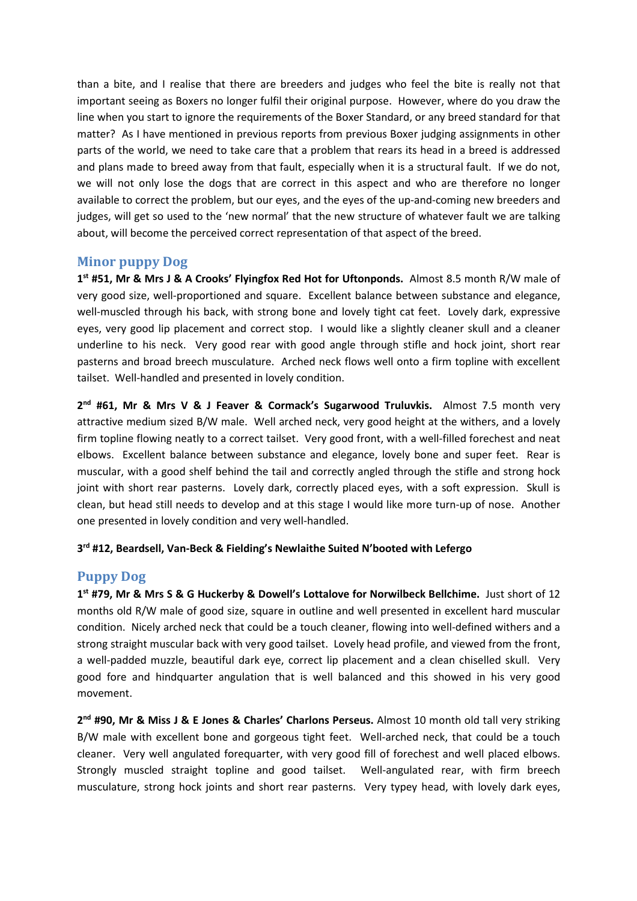than a bite, and I realise that there are breeders and judges who feel the bite is really not that important seeing as Boxers no longer fulfil their original purpose. However, where do you draw the line when you start to ignore the requirements of the Boxer Standard, or any breed standard for that matter? As I have mentioned in previous reports from previous Boxer judging assignments in other parts of the world, we need to take care that a problem that rears its head in a breed is addressed and plans made to breed away from that fault, especially when it is a structural fault. If we do not, we will not only lose the dogs that are correct in this aspect and who are therefore no longer available to correct the problem, but our eyes, and the eyes of the up-and-coming new breeders and judges, will get so used to the 'new normal' that the new structure of whatever fault we are talking about, will become the perceived correct representation of that aspect of the breed.

## Minor puppy Dog

**1st #51, Mr & Mrs J & A Crooks' Flyingfox Red Hot for Uftonponds.** Almost 8.5 month R/W male of very good size, well-proportioned and square. Excellent balance between substance and elegance, well-muscled through his back, with strong bone and lovely tight cat feet. Lovely dark, expressive eyes, very good lip placement and correct stop. I would like a slightly cleaner skull and a cleaner underline to his neck. Very good rear with good angle through stifle and hock joint, short rear pasterns and broad breech musculature. Arched neck flows well onto a firm topline with excellent tailset. Well-handled and presented in lovely condition.

**2nd #61, Mr & Mrs V & J Feaver & Cormack's Sugarwood Truluvkis.** Almost 7.5 month very attractive medium sized B/W male. Well arched neck, very good height at the withers, and a lovely firm topline flowing neatly to a correct tailset. Very good front, with a well-filled forechest and neat elbows. Excellent balance between substance and elegance, lovely bone and super feet. Rear is muscular, with a good shelf behind the tail and correctly angled through the stifle and strong hock joint with short rear pasterns. Lovely dark, correctly placed eyes, with a soft expression. Skull is clean, but head still needs to develop and at this stage I would like more turn-up of nose. Another one presented in lovely condition and very well-handled.

**3rd #12, Beardsell, Van-Beck & Fielding's Newlaithe Suited N'booted with Lefergo**

## Puppy Dog

**1st #79, Mr & Mrs S & G Huckerby & Dowell's Lottalove for Norwilbeck Bellchime.** Just short of 12 months old R/W male of good size, square in outline and well presented in excellent hard muscular condition. Nicely arched neck that could be a touch cleaner, flowing into well-defined withers and a strong straight muscular back with very good tailset. Lovely head profile, and viewed from the front, a well-padded muzzle, beautiful dark eye, correct lip placement and a clean chiselled skull. Very good fore and hindquarter angulation that is well balanced and this showed in his very good movement.

**2nd #90, Mr & Miss J & E Jones & Charles' Charlons Perseus.** Almost 10 month old tall very striking B/W male with excellent bone and gorgeous tight feet. Well-arched neck, that could be a touch cleaner. Very well angulated forequarter, with very good fill of forechest and well placed elbows. Strongly muscled straight topline and good tailset. Well-angulated rear, with firm breech musculature, strong hock joints and short rear pasterns. Very typey head, with lovely dark eyes,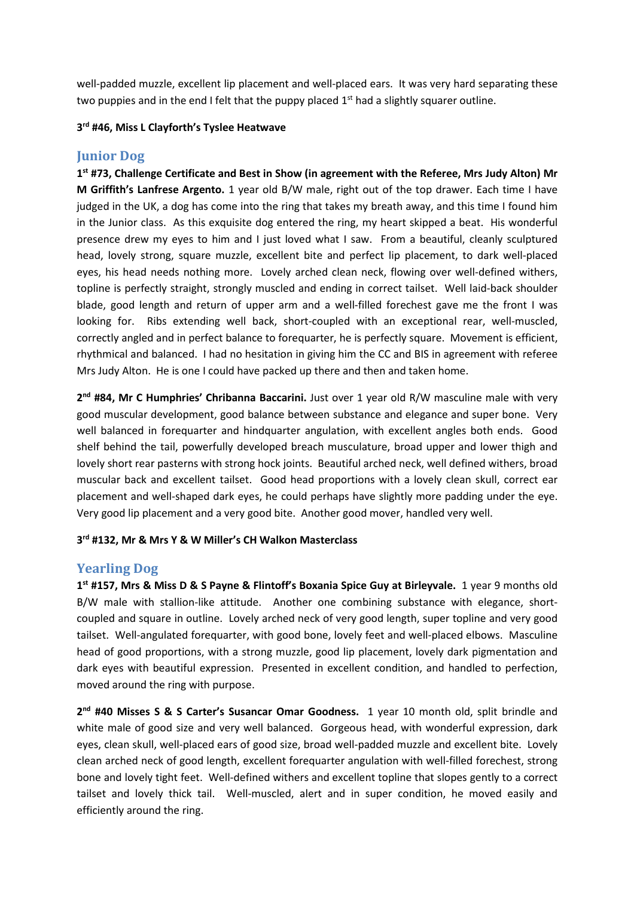well-padded muzzle, excellent lip placement and well-placed ears. It was very hard separating these two puppies and in the end I felt that the puppy placed 1st had a slightly squarer outline.

**3rd #46, Miss L Clayforth's Tyslee Heatwave**

## Junior Dog

**1st #73, Challenge Certificate and Best in Show (in agreement with the Referee, Mrs Judy Alton) Mr M Griffith's Lanfrese Argento.** 1 year old B/W male, right out of the top drawer. Each time I have judged in the UK, a dog has come into the ring that takes my breath away, and this time I found him in the Junior class. As this exquisite dog entered the ring, my heart skipped a beat. His wonderful presence drew my eyes to him and I just loved what I saw. From a beautiful, cleanly sculptured head, lovely strong, square muzzle, excellent bite and perfect lip placement, to dark well-placed eyes, his head needs nothing more. Lovely arched clean neck, flowing over well-defined withers, topline is perfectly straight, strongly muscled and ending in correct tailset. Well laid-back shoulder blade, good length and return of upper arm and a well-filled forechest gave me the front I was looking for. Ribs extending well back, short-coupled with an exceptional rear, well-muscled, correctly angled and in perfect balance to forequarter, he is perfectly square. Movement is efficient, rhythmical and balanced. I had no hesitation in giving him the CC and BIS in agreement with referee Mrs Judy Alton. He is one I could have packed up there and then and taken home.

**2nd #84, Mr C Humphries' Chribanna Baccarini.** Just over 1 year old R/W masculine male with very good muscular development, good balance between substance and elegance and super bone. Very well balanced in forequarter and hindquarter angulation, with excellent angles both ends. Good shelf behind the tail, powerfully developed breach musculature, broad upper and lower thigh and lovely short rear pasterns with strong hock joints. Beautiful arched neck, well defined withers, broad muscular back and excellent tailset. Good head proportions with a lovely clean skull, correct ear placement and well-shaped dark eyes, he could perhaps have slightly more padding under the eye. Very good lip placement and a very good bite. Another good mover, handled very well.

**3rd #132, Mr & Mrs Y & W Miller's CH Walkon Masterclass**

## Yearling Dog

**1st #157, Mrs & Miss D & S Payne & Flintoff's Boxania Spice Guy at Birleyvale.** 1 year 9 months old B/W male with stallion-like attitude. Another one combining substance with elegance, short-coupled and square in outline. Lovely arched neck of very good length, super topline and very good tailset. Well-angulated forequarter, with good bone, lovely feet and well-placed elbows. Masculine head of good proportions, with a strong muzzle, good lip placement, lovely dark pigmentation and dark eyes with beautiful expression. Presented in excellent condition, and handled to perfection, moved around the ring with purpose.

**2nd #40 Misses S & S Carter's Susancar Omar Goodness.** 1 year 10 month old, split brindle and white male of good size and very well balanced. Gorgeous head, with wonderful expression, dark eyes, clean skull, well-placed ears of good size, broad well-padded muzzle and excellent bite. Lovely clean arched neck of good length, excellent forequarter angulation with well-filled forechest, strong bone and lovely tight feet. Well-defined withers and excellent topline that slopes gently to a correct tailset and lovely thick tail. Well-muscled, alert and in super condition, he moved easily and efficiently around the ring.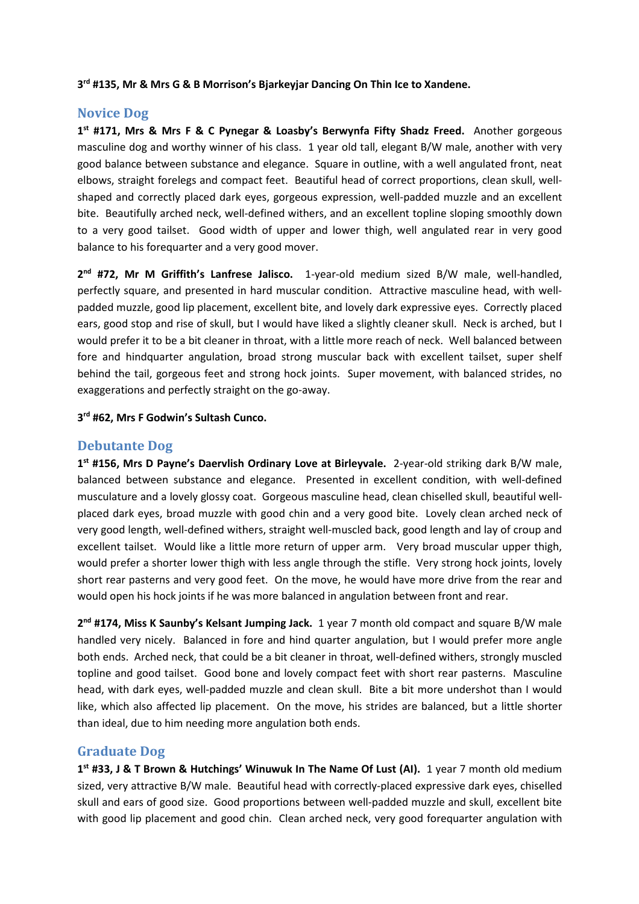**3rd #135, Mr & Mrs G & B Morrison's Bjarkeyjar Dancing On Thin Ice to Xandene.**

## Novice Dog

**1st #171, Mrs & Mrs F & C Pynegar & Loasby's Berwynfa Fifty Shadz Freed.** Another gorgeous masculine dog and worthy winner of his class. 1 year old tall, elegant B/W male, another with very good balance between substance and elegance. Square in outline, with a well angulated front, neat elbows, straight forelegs and compact feet. Beautiful head of correct proportions, clean skull, well-shaped and correctly placed dark eyes, gorgeous expression, well-padded muzzle and an excellent bite. Beautifully arched neck, well-defined withers, and an excellent topline sloping smoothly down to a very good tailset. Good width of upper and lower thigh, well angulated rear in very good balance to his forequarter and a very good mover.

**2nd #72, Mr M Griffith's Lanfrese Jalisco.** 1-year-old medium sized B/W male, well-handled, perfectly square, and presented in hard muscular condition. Attractive masculine head, with well-padded muzzle, good lip placement, excellent bite, and lovely dark expressive eyes. Correctly placed ears, good stop and rise of skull, but I would have liked a slightly cleaner skull. Neck is arched, but I would prefer it to be a bit cleaner in throat, with a little more reach of neck. Well balanced between fore and hindquarter angulation, broad strong muscular back with excellent tailset, super shelf behind the tail, gorgeous feet and strong hock joints. Super movement, with balanced strides, no exaggerations and perfectly straight on the go-away.

**3rd #62, Mrs F Godwin's Sultash Cunco.**

## Debutante Dog

**1st #156, Mrs D Payne's Daervlish Ordinary Love at Birleyvale.** 2-year-old striking dark B/W male, balanced between substance and elegance. Presented in excellent condition, with well-defined musculature and a lovely glossy coat. Gorgeous masculine head, clean chiselled skull, beautiful well-placed dark eyes, broad muzzle with good chin and a very good bite. Lovely clean arched neck of very good length, well-defined withers, straight well-muscled back, good length and lay of croup and excellent tailset. Would like a little more return of upper arm. Very broad muscular upper thigh, would prefer a shorter lower thigh with less angle through the stifle. Very strong hock joints, lovely short rear pasterns and very good feet. On the move, he would have more drive from the rear and would open his hock joints if he was more balanced in angulation between front and rear.

**2nd #174, Miss K Saunby's Kelsant Jumping Jack.** 1 year 7 month old compact and square B/W male handled very nicely. Balanced in fore and hind quarter angulation, but I would prefer more angle both ends. Arched neck, that could be a bit cleaner in throat, well-defined withers, strongly muscled topline and good tailset. Good bone and lovely compact feet with short rear pasterns. Masculine head, with dark eyes, well-padded muzzle and clean skull. Bite a bit more undershot than I would like, which also affected lip placement. On the move, his strides are balanced, but a little shorter than ideal, due to him needing more angulation both ends.

## Graduate Dog

**1st #33, J & T Brown & Hutchings' Winuwuk In The Name Of Lust (AI).** 1 year 7 month old medium sized, very attractive B/W male. Beautiful head with correctly-placed expressive dark eyes, chiselled skull and ears of good size. Good proportions between well-padded muzzle and skull, excellent bite with good lip placement and good chin. Clean arched neck, very good forequarter angulation with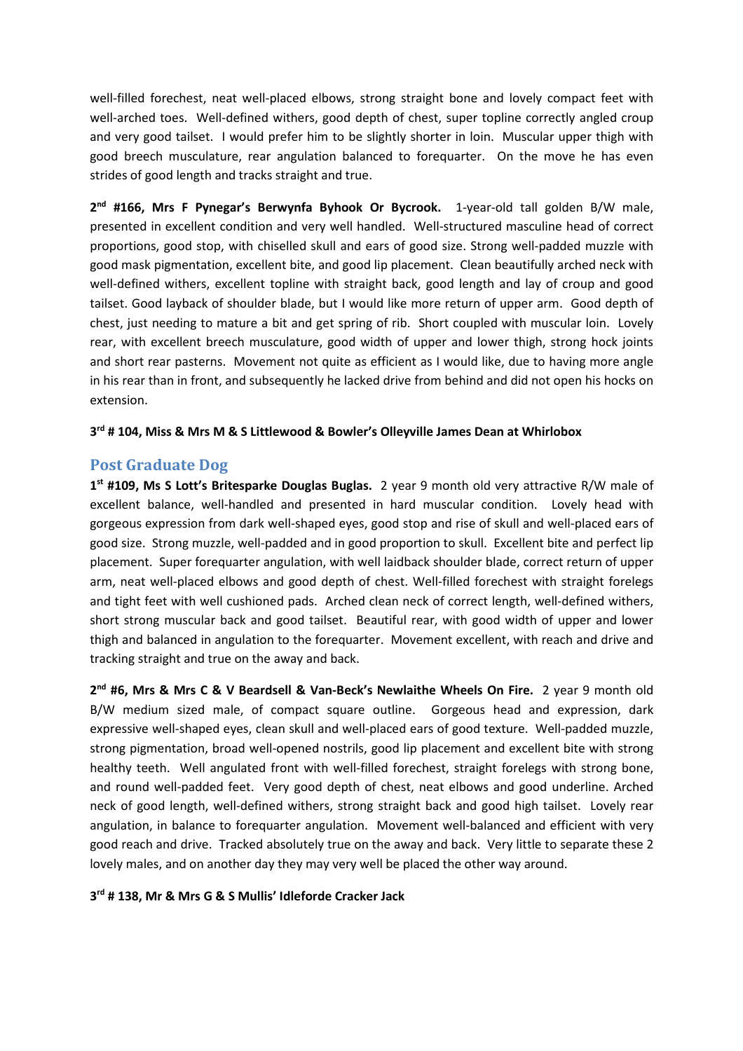well-filled forechest, neat well-placed elbows, strong straight bone and lovely compact feet with well-arched toes. Well-defined withers, good depth of chest, super topline correctly angled croup and very good tailset. I would prefer him to be slightly shorter in loin. Muscular upper thigh with good breech musculature, rear angulation balanced to forequarter. On the move he has even strides of good length and tracks straight and true.

**2nd #166, Mrs F Pynegar's Berwynfa Byhook Or Bycrook.** 1-year-old tall golden B/W male, presented in excellent condition and very well handled. Well-structured masculine head of correct proportions, good stop, with chiselled skull and ears of good size. Strong well-padded muzzle with good mask pigmentation, excellent bite, and good lip placement. Clean beautifully arched neck with well-defined withers, excellent topline with straight back, good length and lay of croup and good tailset. Good layback of shoulder blade, but I would like more return of upper arm. Good depth of chest, just needing to mature a bit and get spring of rib. Short coupled with muscular loin. Lovely rear, with excellent breech musculature, good width of upper and lower thigh, strong hock joints and short rear pasterns. Movement not quite as efficient as I would like, due to having more angle in his rear than in front, and subsequently he lacked drive from behind and did not open his hocks on extension.

**3rd # 104, Miss & Mrs M & S Littlewood & Bowler's Olleyville James Dean at Whirlobox**

## Post Graduate Dog

**1st #109, Ms S Lott's Britesparke Douglas Buglas.** 2 year 9 month old very attractive R/W male of excellent balance, well-handled and presented in hard muscular condition. Lovely head with gorgeous expression from dark well-shaped eyes, good stop and rise of skull and well-placed ears of good size. Strong muzzle, well-padded and in good proportion to skull. Excellent bite and perfect lip placement. Super forequarter angulation, with well laidback shoulder blade, correct return of upper arm, neat well-placed elbows and good depth of chest. Well-filled forechest with straight forelegs and tight feet with well cushioned pads. Arched clean neck of correct length, well-defined withers, short strong muscular back and good tailset. Beautiful rear, with good width of upper and lower thigh and balanced in angulation to the forequarter. Movement excellent, with reach and drive and tracking straight and true on the away and back.

**2nd #6, Mrs & Mrs C & V Beardsell & Van-Beck's Newlaithe Wheels On Fire.** 2 year 9 month old B/W medium sized male, of compact square outline. Gorgeous head and expression, dark expressive well-shaped eyes, clean skull and well-placed ears of good texture. Well-padded muzzle, strong pigmentation, broad well-opened nostrils, good lip placement and excellent bite with strong healthy teeth. Well angulated front with well-filled forechest, straight forelegs with strong bone, and round well-padded feet. Very good depth of chest, neat elbows and good underline. Arched neck of good length, well-defined withers, strong straight back and good high tailset. Lovely rear angulation, in balance to forequarter angulation. Movement well-balanced and efficient with very good reach and drive. Tracked absolutely true on the away and back. Very little to separate these 2 lovely males, and on another day they may very well be placed the other way around.

**3rd # 138, Mr & Mrs G & S Mullis' Idleforde Cracker Jack**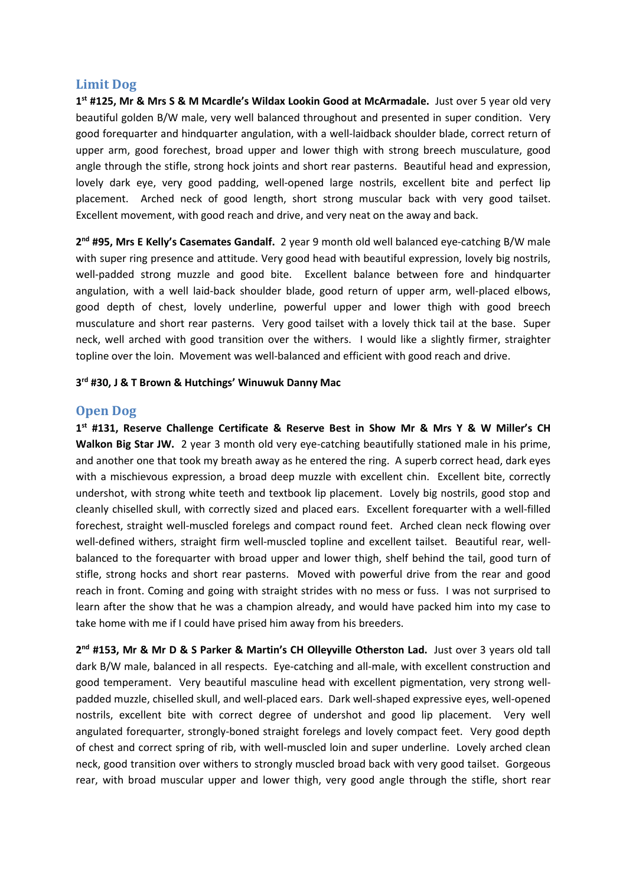## Limit Dog

**1st #125, Mr & Mrs S & M Mcardle's Wildax Lookin Good at McArmadale.** Just over 5 year old very beautiful golden B/W male, very well balanced throughout and presented in super condition. Very good forequarter and hindquarter angulation, with a well-laidback shoulder blade, correct return of upper arm, good forechest, broad upper and lower thigh with strong breech musculature, good angle through the stifle, strong hock joints and short rear pasterns. Beautiful head and expression, lovely dark eye, very good padding, well-opened large nostrils, excellent bite and perfect lip placement. Arched neck of good length, short strong muscular back with very good tailset. Excellent movement, with good reach and drive, and very neat on the away and back.

**2nd #95, Mrs E Kelly's Casemates Gandalf.** 2 year 9 month old well balanced eye-catching B/W male with super ring presence and attitude. Very good head with beautiful expression, lovely big nostrils, well-padded strong muzzle and good bite. Excellent balance between fore and hindquarter angulation, with a well laid-back shoulder blade, good return of upper arm, well-placed elbows, good depth of chest, lovely underline, powerful upper and lower thigh with good breech musculature and short rear pasterns. Very good tailset with a lovely thick tail at the base. Super neck, well arched with good transition over the withers. I would like a slightly firmer, straighter topline over the loin. Movement was well-balanced and efficient with good reach and drive.

**3rd #30, J & T Brown & Hutchings' Winuwuk Danny Mac**

## Open Dog

**1st #131, Reserve Challenge Certificate & Reserve Best in Show Mr & Mrs Y & W Miller's CH Walkon Big Star JW.** 2 year 3 month old very eye-catching beautifully stationed male in his prime, and another one that took my breath away as he entered the ring. A superb correct head, dark eyes with a mischievous expression, a broad deep muzzle with excellent chin. Excellent bite, correctly undershot, with strong white teeth and textbook lip placement. Lovely big nostrils, good stop and cleanly chiselled skull, with correctly sized and placed ears. Excellent forequarter with a well-filled forechest, straight well-muscled forelegs and compact round feet. Arched clean neck flowing over well-defined withers, straight firm well-muscled topline and excellent tailset. Beautiful rear, well-balanced to the forequarter with broad upper and lower thigh, shelf behind the tail, good turn of stifle, strong hocks and short rear pasterns. Moved with powerful drive from the rear and good reach in front. Coming and going with straight strides with no mess or fuss. I was not surprised to learn after the show that he was a champion already, and would have packed him into my case to take home with me if I could have prised him away from his breeders.

**2nd #153, Mr & Mr D & S Parker & Martin's CH Olleyville Otherston Lad.** Just over 3 years old tall dark B/W male, balanced in all respects. Eye-catching and all-male, with excellent construction and good temperament. Very beautiful masculine head with excellent pigmentation, very strong well-padded muzzle, chiselled skull, and well-placed ears. Dark well-shaped expressive eyes, well-opened nostrils, excellent bite with correct degree of undershot and good lip placement. Very well angulated forequarter, strongly-boned straight forelegs and lovely compact feet. Very good depth of chest and correct spring of rib, with well-muscled loin and super underline. Lovely arched clean neck, good transition over withers to strongly muscled broad back with very good tailset. Gorgeous rear, with broad muscular upper and lower thigh, very good angle through the stifle, short rear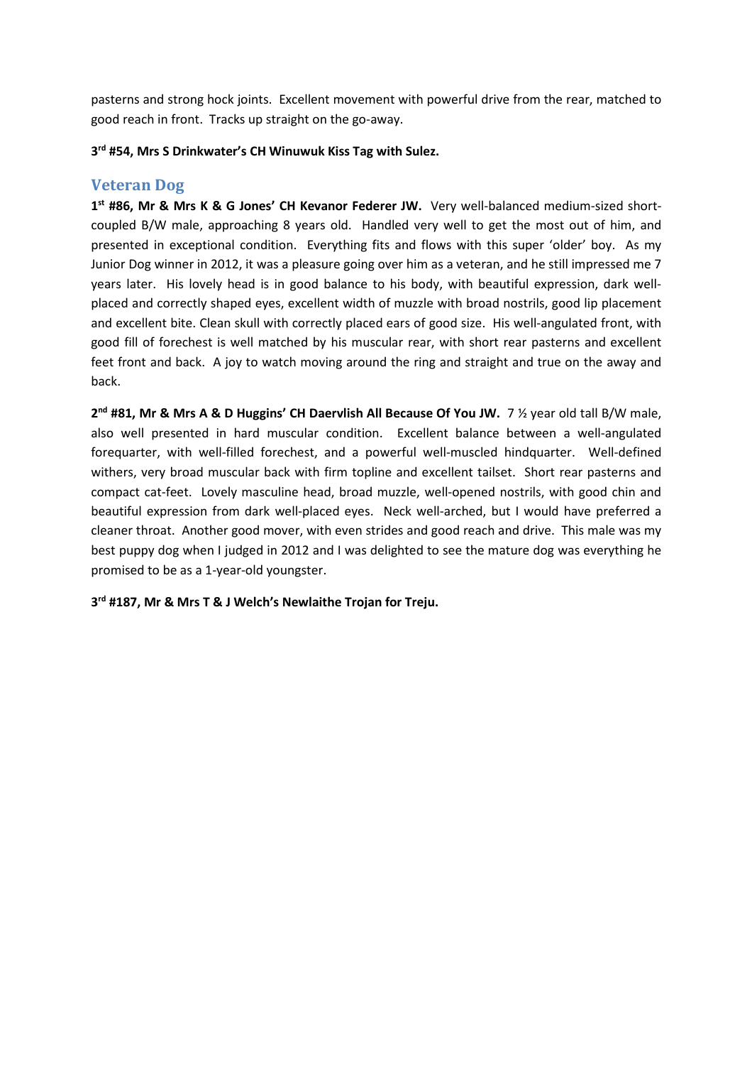pasterns and strong hock joints. Excellent movement with powerful drive from the rear, matched to good reach in front. Tracks up straight on the go-away.

**3rd #54, Mrs S Drinkwater's CH Winuwuk Kiss Tag with Sulez.**

## Veteran Dog

**1st #86, Mr & Mrs K & G Jones' CH Kevanor Federer JW.** Very well-balanced medium-sized short-coupled B/W male, approaching 8 years old. Handled very well to get the most out of him, and presented in exceptional condition. Everything fits and flows with this super 'older' boy. As my Junior Dog winner in 2012, it was a pleasure going over him as a veteran, and he still impressed me 7 years later. His lovely head is in good balance to his body, with beautiful expression, dark well-placed and correctly shaped eyes, excellent width of muzzle with broad nostrils, good lip placement and excellent bite. Clean skull with correctly placed ears of good size. His well-angulated front, with good fill of forechest is well matched by his muscular rear, with short rear pasterns and excellent feet front and back. A joy to watch moving around the ring and straight and true on the away and back.

**2nd #81, Mr & Mrs A & D Huggins' CH Daervlish All Because Of You JW.** 7 ½ year old tall B/W male, also well presented in hard muscular condition. Excellent balance between a well-angulated forequarter, with well-filled forechest, and a powerful well-muscled hindquarter. Well-defined withers, very broad muscular back with firm topline and excellent tailset. Short rear pasterns and compact cat-feet. Lovely masculine head, broad muzzle, well-opened nostrils, with good chin and beautiful expression from dark well-placed eyes. Neck well-arched, but I would have preferred a cleaner throat. Another good mover, with even strides and good reach and drive. This male was my best puppy dog when I judged in 2012 and I was delighted to see the mature dog was everything he promised to be as a 1-year-old youngster.

**3rd #187, Mr & Mrs T & J Welch's Newlaithe Trojan for Treju.**